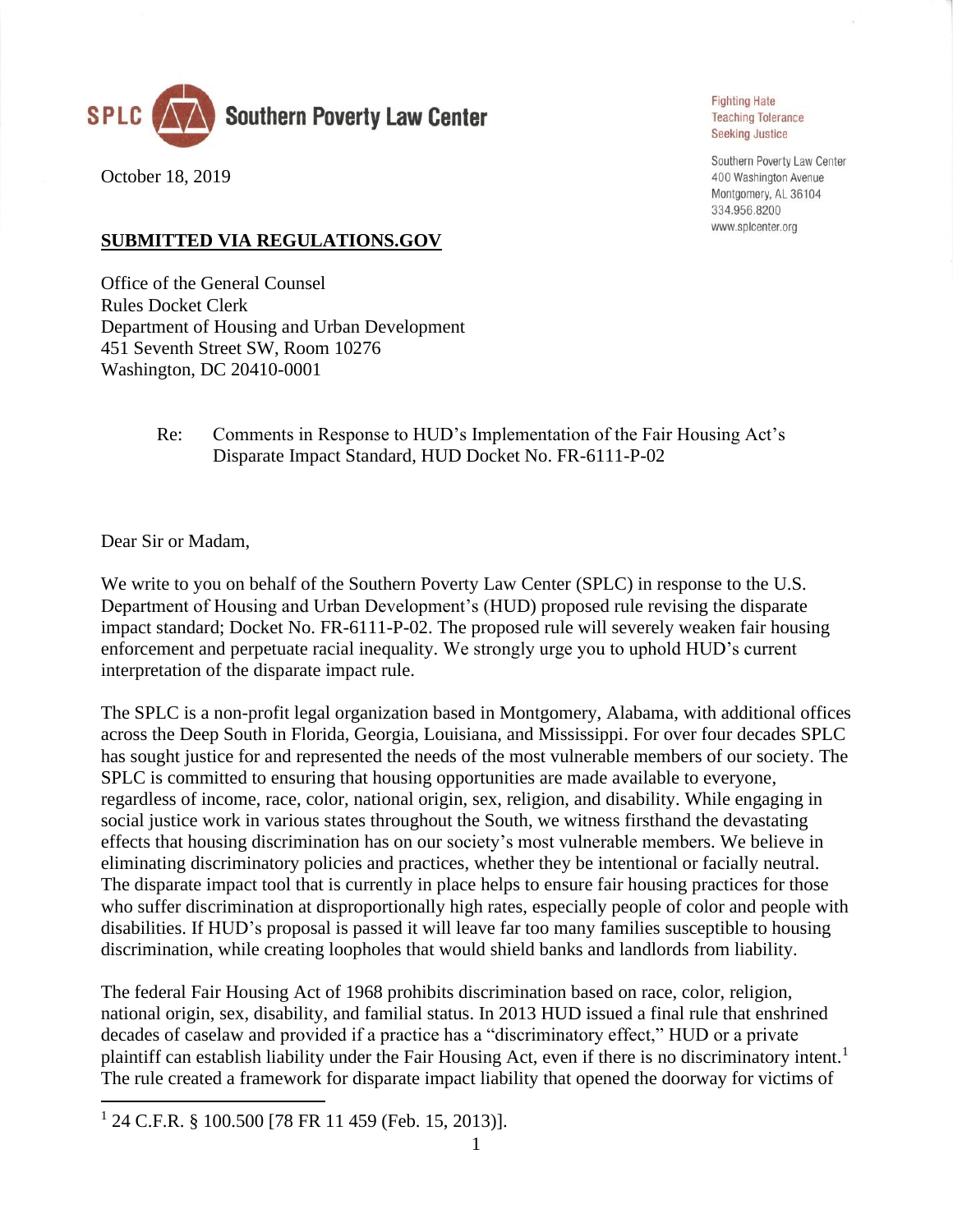**SPLC Southern Poverty Law Center**

Fighting Hate
Teaching Tolerance
Seeking Justice

Southern Poverty Law Center
400 Washington Avenue
Montgomery, AL 36104
334.956.8200
www.splcenter.org

October 18, 2019

**SUBMITTED VIA REGULATIONS.GOV**

Office of the General Counsel
Rules Docket Clerk
Department of Housing and Urban Development
451 Seventh Street SW, Room 10276
Washington, DC 20410-0001

Re: Comments in Response to HUD's Implementation of the Fair Housing Act's Disparate Impact Standard, HUD Docket No. FR-6111-P-02

Dear Sir or Madam,

We write to you on behalf of the Southern Poverty Law Center (SPLC) in response to the U.S. Department of Housing and Urban Development's (HUD) proposed rule revising the disparate impact standard; Docket No. FR-6111-P-02. The proposed rule will severely weaken fair housing enforcement and perpetuate racial inequality. We strongly urge you to uphold HUD's current interpretation of the disparate impact rule.

The SPLC is a non-profit legal organization based in Montgomery, Alabama, with additional offices across the Deep South in Florida, Georgia, Louisiana, and Mississippi. For over four decades SPLC has sought justice for and represented the needs of the most vulnerable members of our society. The SPLC is committed to ensuring that housing opportunities are made available to everyone, regardless of income, race, color, national origin, sex, religion, and disability. While engaging in social justice work in various states throughout the South, we witness firsthand the devastating effects that housing discrimination has on our society's most vulnerable members. We believe in eliminating discriminatory policies and practices, whether they be intentional or facially neutral. The disparate impact tool that is currently in place helps to ensure fair housing practices for those who suffer discrimination at disproportionally high rates, especially people of color and people with disabilities. If HUD's proposal is passed it will leave far too many families susceptible to housing discrimination, while creating loopholes that would shield banks and landlords from liability.

The federal Fair Housing Act of 1968 prohibits discrimination based on race, color, religion, national origin, sex, disability, and familial status. In 2013 HUD issued a final rule that enshrined decades of caselaw and provided if a practice has a "discriminatory effect," HUD or a private plaintiff can establish liability under the Fair Housing Act, even if there is no discriminatory intent.[1] The rule created a framework for disparate impact liability that opened the doorway for victims of

[1] 24 C.F.R. § 100.500 [78 FR 11 459 (Feb. 15, 2013)].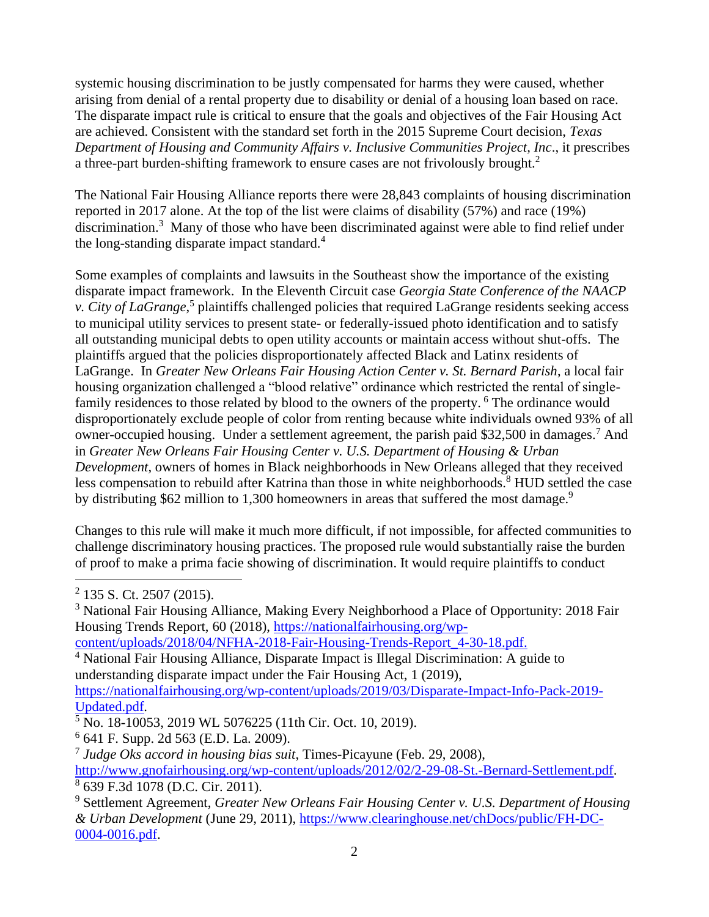systemic housing discrimination to be justly compensated for harms they were caused, whether arising from denial of a rental property due to disability or denial of a housing loan based on race. The disparate impact rule is critical to ensure that the goals and objectives of the Fair Housing Act are achieved. Consistent with the standard set forth in the 2015 Supreme Court decision, *Texas Department of Housing and Community Affairs v. Inclusive Communities Project, Inc*., it prescribes a three-part burden-shifting framework to ensure cases are not frivolously brought.[2]

The National Fair Housing Alliance reports there were 28,843 complaints of housing discrimination reported in 2017 alone. At the top of the list were claims of disability (57%) and race (19%) discrimination.[3] Many of those who have been discriminated against were able to find relief under the long-standing disparate impact standard.[4]

Some examples of complaints and lawsuits in the Southeast show the importance of the existing disparate impact framework. In the Eleventh Circuit case *Georgia State Conference of the NAACP v. City of LaGrange*,[5] plaintiffs challenged policies that required LaGrange residents seeking access to municipal utility services to present state- or federally-issued photo identification and to satisfy all outstanding municipal debts to open utility accounts or maintain access without shut-offs. The plaintiffs argued that the policies disproportionately affected Black and Latinx residents of LaGrange. In *Greater New Orleans Fair Housing Action Center v. St. Bernard Parish*, a local fair housing organization challenged a "blood relative" ordinance which restricted the rental of single-family residences to those related by blood to the owners of the property.[6] The ordinance would disproportionately exclude people of color from renting because white individuals owned 93% of all owner-occupied housing. Under a settlement agreement, the parish paid $32,500 in damages.[7] And in *Greater New Orleans Fair Housing Center v. U.S. Department of Housing & Urban Development*, owners of homes in Black neighborhoods in New Orleans alleged that they received less compensation to rebuild after Katrina than those in white neighborhoods.[8] HUD settled the case by distributing $62 million to 1,300 homeowners in areas that suffered the most damage.[9]

Changes to this rule will make it much more difficult, if not impossible, for affected communities to challenge discriminatory housing practices. The proposed rule would substantially raise the burden of proof to make a prima facie showing of discrimination. It would require plaintiffs to conduct

---

[2] 135 S. Ct. 2507 (2015).

[3] National Fair Housing Alliance, Making Every Neighborhood a Place of Opportunity: 2018 Fair Housing Trends Report, 60 (2018), https://nationalfairhousing.org/wp-content/uploads/2018/04/NFHA-2018-Fair-Housing-Trends-Report_4-30-18.pdf.

[4] National Fair Housing Alliance, Disparate Impact is Illegal Discrimination: A guide to understanding disparate impact under the Fair Housing Act, 1 (2019), https://nationalfairhousing.org/wp-content/uploads/2019/03/Disparate-Impact-Info-Pack-2019-Updated.pdf.

[5] No. 18-10053, 2019 WL 5076225 (11th Cir. Oct. 10, 2019).

[6] 641 F. Supp. 2d 563 (E.D. La. 2009).

[7] *Judge Oks accord in housing bias suit*, Times-Picayune (Feb. 29, 2008), http://www.gnofairhousing.org/wp-content/uploads/2012/02/2-29-08-St.-Bernard-Settlement.pdf.

[8] 639 F.3d 1078 (D.C. Cir. 2011).

[9] Settlement Agreement, *Greater New Orleans Fair Housing Center v. U.S. Department of Housing & Urban Development* (June 29, 2011), https://www.clearinghouse.net/chDocs/public/FH-DC-0004-0016.pdf.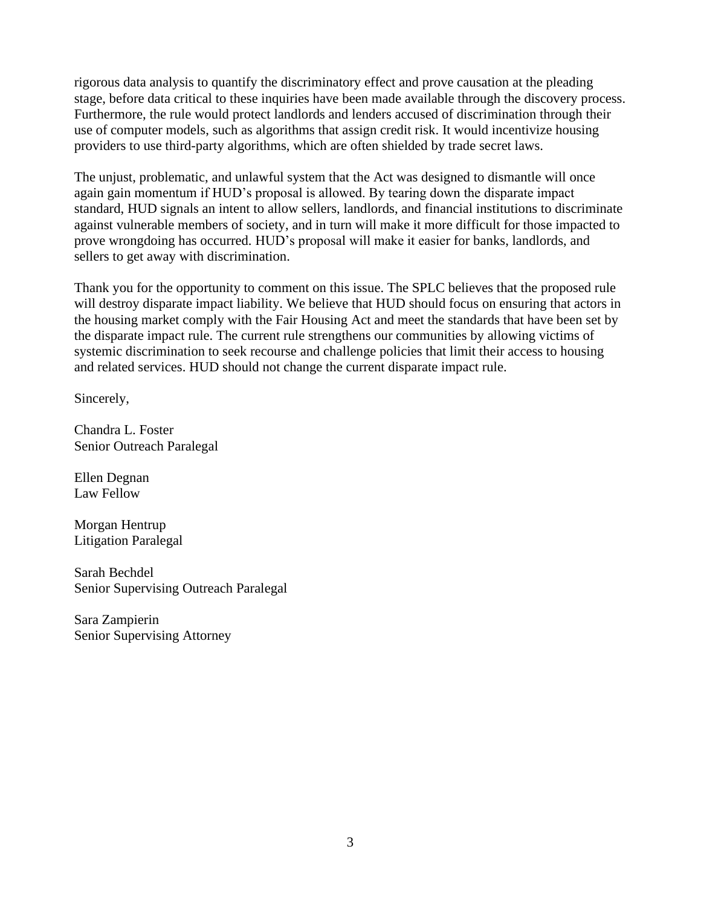rigorous data analysis to quantify the discriminatory effect and prove causation at the pleading stage, before data critical to these inquiries have been made available through the discovery process. Furthermore, the rule would protect landlords and lenders accused of discrimination through their use of computer models, such as algorithms that assign credit risk. It would incentivize housing providers to use third-party algorithms, which are often shielded by trade secret laws.

The unjust, problematic, and unlawful system that the Act was designed to dismantle will once again gain momentum if HUD's proposal is allowed. By tearing down the disparate impact standard, HUD signals an intent to allow sellers, landlords, and financial institutions to discriminate against vulnerable members of society, and in turn will make it more difficult for those impacted to prove wrongdoing has occurred. HUD's proposal will make it easier for banks, landlords, and sellers to get away with discrimination.

Thank you for the opportunity to comment on this issue. The SPLC believes that the proposed rule will destroy disparate impact liability. We believe that HUD should focus on ensuring that actors in the housing market comply with the Fair Housing Act and meet the standards that have been set by the disparate impact rule. The current rule strengthens our communities by allowing victims of systemic discrimination to seek recourse and challenge policies that limit their access to housing and related services. HUD should not change the current disparate impact rule.

Sincerely,

Chandra L. Foster
Senior Outreach Paralegal

Ellen Degnan
Law Fellow

Morgan Hentrup
Litigation Paralegal

Sarah Bechdel
Senior Supervising Outreach Paralegal

Sara Zampierin
Senior Supervising Attorney